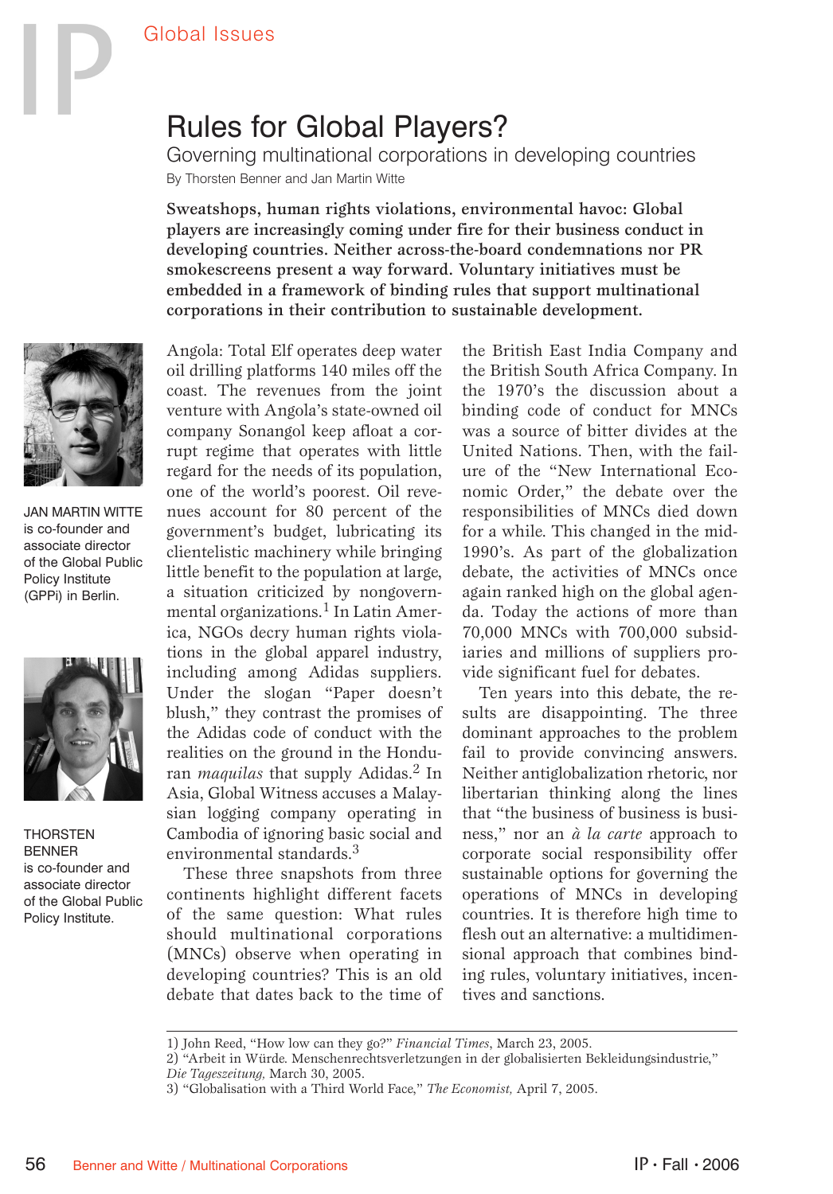Global Issues

# Rules for Global Players?

## Governing multinational corporations in developing countries

By Thorsten Benner and Jan Martin Witte

**Sweatshops, human rights violations, environmental havoc: Global players are increasingly coming under fire for their business conduct in developing countries. Neither across-the-board condemnations nor PR smokescreens present a way forward. Voluntary initiatives must be embedded in a framework of binding rules that support multinational corporations in their contribution to sustainable development.**

JAN MARTIN WITTE is co-founder and associate director of the Global Public Policy Institute (GPPi) in Berlin.

THORSTEN BENNER is co-founder and associate director of the Global Public Policy Institute.

Angola: Total Elf operates deep water oil drilling platforms 140 miles off the coast. The revenues from the joint venture with Angola's state-owned oil company Sonangol keep afloat a corrupt regime that operates with little regard for the needs of its population, one of the world's poorest. Oil revenues account for 80 percent of the government's budget, lubricating its clientelistic machinery while bringing little benefit to the population at large, a situation criticized by nongovernmental organizations.[1] In Latin America, NGOs decry human rights violations in the global apparel industry, including among Adidas suppliers. Under the slogan "Paper doesn't blush," they contrast the promises of the Adidas code of conduct with the realities on the ground in the Honduran *maquilas* that supply Adidas.[2] In Asia, Global Witness accuses a Malaysian logging company operating in Cambodia of ignoring basic social and environmental standards.[3]

These three snapshots from three continents highlight different facets of the same question: What rules should multinational corporations (MNCs) observe when operating in developing countries? This is an old debate that dates back to the time of the British East India Company and the British South Africa Company. In the 1970's the discussion about a binding code of conduct for MNCs was a source of bitter divides at the United Nations. Then, with the failure of the "New International Economic Order," the debate over the responsibilities of MNCs died down for a while. This changed in the mid-1990's. As part of the globalization debate, the activities of MNCs once again ranked high on the global agenda. Today the actions of more than 70,000 MNCs with 700,000 subsidiaries and millions of suppliers provide significant fuel for debates.

Ten years into this debate, the results are disappointing. The three dominant approaches to the problem fail to provide convincing answers. Neither antiglobalization rhetoric, nor libertarian thinking along the lines that "the business of business is business," nor an *à la carte* approach to corporate social responsibility offer sustainable options for governing the operations of MNCs in developing countries. It is therefore high time to flesh out an alternative: a multidimensional approach that combines binding rules, voluntary initiatives, incentives and sanctions.

---

1) John Reed, "How low can they go?" *Financial Times*, March 23, 2005.
2) "Arbeit in Würde. Menschenrechtsverletzungen in der globalisierten Bekleidungsindustrie," *Die Tageszeitung*, March 30, 2005.
3) "Globalisation with a Third World Face," *The Economist*, April 7, 2005.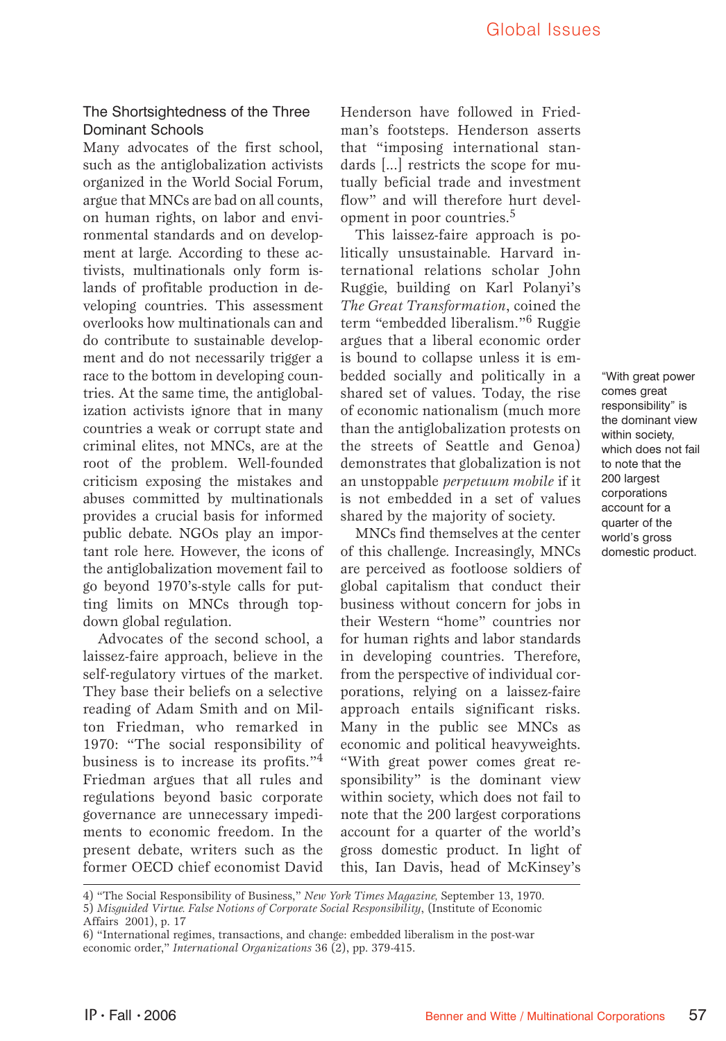### The Shortsightedness of the Three Dominant Schools

Many advocates of the first school, such as the antiglobalization activists organized in the World Social Forum, argue that MNCs are bad on all counts, on human rights, on labor and environmental standards and on development at large. According to these activists, multinationals only form islands of profitable production in developing countries. This assessment overlooks how multinationals can and do contribute to sustainable development and do not necessarily trigger a race to the bottom in developing countries. At the same time, the antiglobalization activists ignore that in many countries a weak or corrupt state and criminal elites, not MNCs, are at the root of the problem. Well-founded criticism exposing the mistakes and abuses committed by multinationals provides a crucial basis for informed public debate. NGOs play an important role here. However, the icons of the antiglobalization movement fail to go beyond 1970's-style calls for putting limits on MNCs through top-down global regulation.

Advocates of the second school, a laissez-faire approach, believe in the self-regulatory virtues of the market. They base their beliefs on a selective reading of Adam Smith and on Milton Friedman, who remarked in 1970: "The social responsibility of business is to increase its profits."[4] Friedman argues that all rules and regulations beyond basic corporate governance are unnecessary impediments to economic freedom. In the present debate, writers such as the former OECD chief economist David Henderson have followed in Friedman's footsteps. Henderson asserts that "imposing international standards [...] restricts the scope for mutually beficial trade and investment flow" and will therefore hurt development in poor countries.[5]

This laissez-faire approach is politically unsustainable. Harvard international relations scholar John Ruggie, building on Karl Polanyi's *The Great Transformation*, coined the term "embedded liberalism."[6] Ruggie argues that a liberal economic order is bound to collapse unless it is embedded socially and politically in a shared set of values. Today, the rise of economic nationalism (much more than the antiglobalization protests on the streets of Seattle and Genoa) demonstrates that globalization is not an unstoppable *perpetuum mobile* if it is not embedded in a set of values shared by the majority of society.

MNCs find themselves at the center of this challenge. Increasingly, MNCs are perceived as footloose soldiers of global capitalism that conduct their business without concern for jobs in their Western "home" countries nor for human rights and labor standards in developing countries. Therefore, from the perspective of individual corporations, relying on a laissez-faire approach entails significant risks. Many in the public see MNCs as economic and political heavyweights. "With great power comes great responsibility" is the dominant view within society, which does not fail to note that the 200 largest corporations account for a quarter of the world's gross domestic product. In light of this, Ian Davis, head of McKinsey's

> "With great power comes great responsibility" is the dominant view within society, which does not fail to note that the 200 largest corporations account for a quarter of the world's gross domestic product.

---

4) "The Social Responsibility of Business," *New York Times Magazine,* September 13, 1970.
5) *Misguided Virtue. False Notions of Corporate Social Responsibility*, (Institute of Economic Affairs 2001), p. 17
6) "International regimes, transactions, and change: embedded liberalism in the post-war economic order," *International Organizations* 36 (2), pp. 379-415.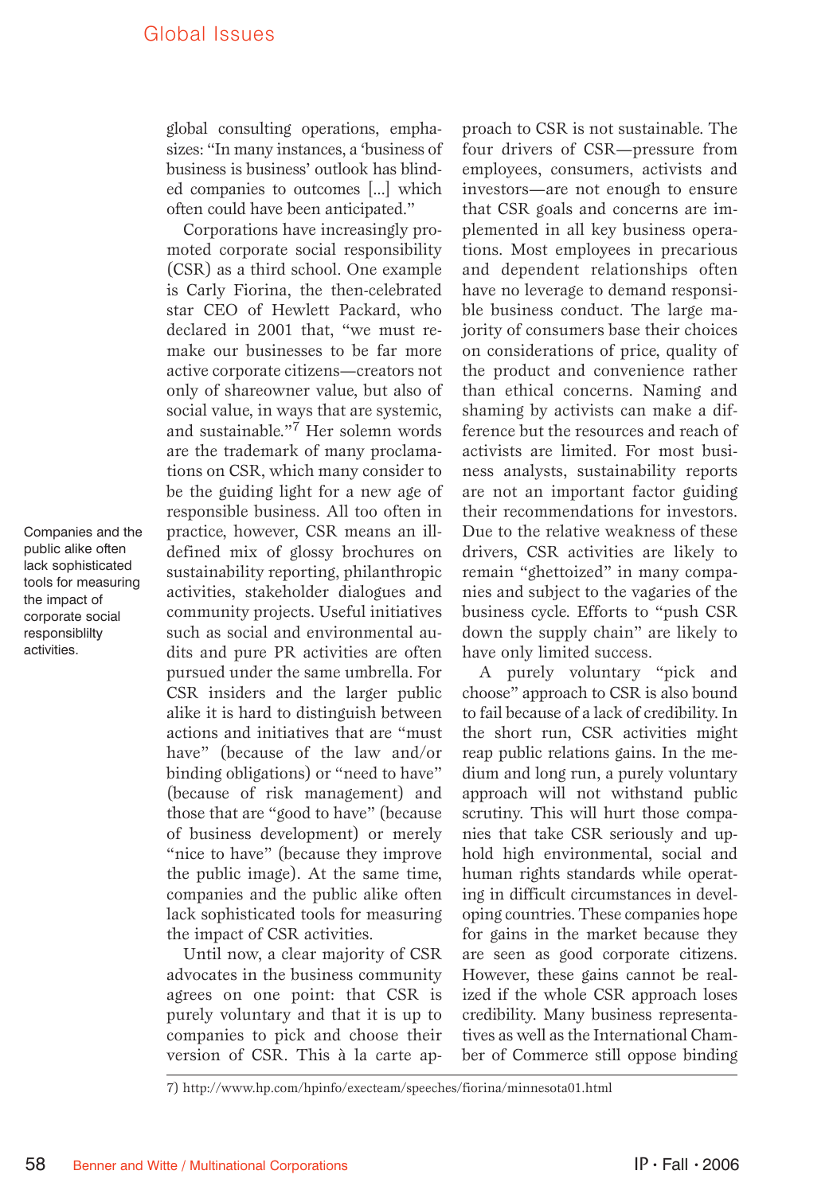global consulting operations, emphasizes: "In many instances, a 'business of business is business' outlook has blinded companies to outcomes [...] which often could have been anticipated."

Corporations have increasingly promoted corporate social responsibility (CSR) as a third school. One example is Carly Fiorina, the then-celebrated star CEO of Hewlett Packard, who declared in 2001 that, "we must remake our businesses to be far more active corporate citizens—creators not only of shareowner value, but also of social value, in ways that are systemic, and sustainable."[7] Her solemn words are the trademark of many proclamations on CSR, which many consider to be the guiding light for a new age of responsible business. All too often in practice, however, CSR means an ill-defined mix of glossy brochures on sustainability reporting, philanthropic activities, stakeholder dialogues and community projects. Useful initiatives such as social and environmental audits and pure PR activities are often pursued under the same umbrella. For CSR insiders and the larger public alike it is hard to distinguish between actions and initiatives that are "must have" (because of the law and/or binding obligations) or "need to have" (because of risk management) and those that are "good to have" (because of business development) or merely "nice to have" (because they improve the public image). At the same time, companies and the public alike often lack sophisticated tools for measuring the impact of CSR activities.

> Companies and the public alike often lack sophisticated tools for measuring the impact of corporate social responsiblilty activities.

Until now, a clear majority of CSR advocates in the business community agrees on one point: that CSR is purely voluntary and that it is up to companies to pick and choose their version of CSR. This à la carte approach to CSR is not sustainable. The four drivers of CSR—pressure from employees, consumers, activists and investors—are not enough to ensure that CSR goals and concerns are implemented in all key business operations. Most employees in precarious and dependent relationships often have no leverage to demand responsible business conduct. The large majority of consumers base their choices on considerations of price, quality of the product and convenience rather than ethical concerns. Naming and shaming by activists can make a difference but the resources and reach of activists are limited. For most business analysts, sustainability reports are not an important factor guiding their recommendations for investors. Due to the relative weakness of these drivers, CSR activities are likely to remain "ghettoized" in many companies and subject to the vagaries of the business cycle. Efforts to "push CSR down the supply chain" are likely to have only limited success.

A purely voluntary "pick and choose" approach to CSR is also bound to fail because of a lack of credibility. In the short run, CSR activities might reap public relations gains. In the medium and long run, a purely voluntary approach will not withstand public scrutiny. This will hurt those companies that take CSR seriously and uphold high environmental, social and human rights standards while operating in difficult circumstances in developing countries. These companies hope for gains in the market because they are seen as good corporate citizens. However, these gains cannot be realized if the whole CSR approach loses credibility. Many business representatives as well as the International Chamber of Commerce still oppose binding

7) http://www.hp.com/hpinfo/execteam/speeches/fiorina/minnesota01.html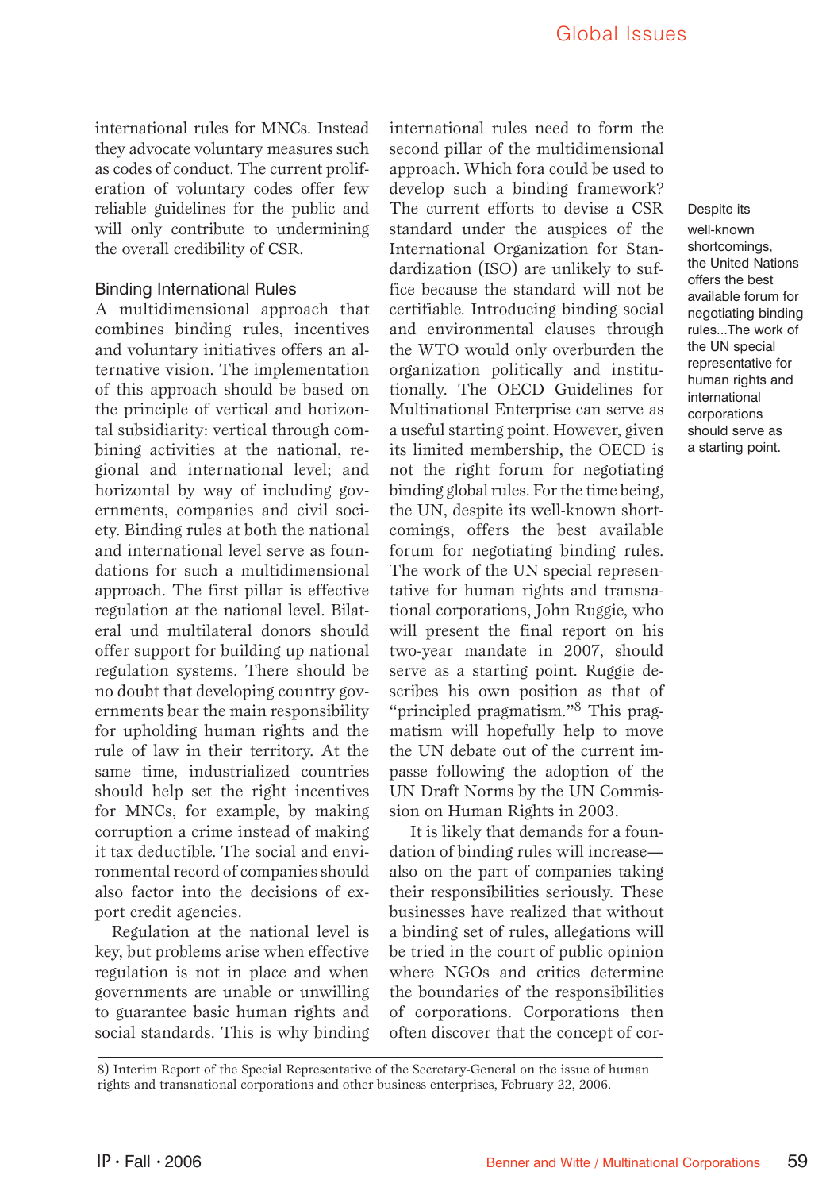international rules for MNCs. Instead they advocate voluntary measures such as codes of conduct. The current proliferation of voluntary codes offer few reliable guidelines for the public and will only contribute to undermining the overall credibility of CSR.

### Binding International Rules

A multidimensional approach that combines binding rules, incentives and voluntary initiatives offers an alternative vision. The implementation of this approach should be based on the principle of vertical and horizontal subsidiarity: vertical through combining activities at the national, regional and international level; and horizontal by way of including governments, companies and civil society. Binding rules at both the national and international level serve as foundations for such a multidimensional approach. The first pillar is effective regulation at the national level. Bilateral und multilateral donors should offer support for building up national regulation systems. There should be no doubt that developing country governments bear the main responsibility for upholding human rights and the rule of law in their territory. At the same time, industrialized countries should help set the right incentives for MNCs, for example, by making corruption a crime instead of making it tax deductible. The social and environmental record of companies should also factor into the decisions of export credit agencies.

Regulation at the national level is key, but problems arise when effective regulation is not in place and when governments are unable or unwilling to guarantee basic human rights and social standards. This is why binding international rules need to form the second pillar of the multidimensional approach. Which fora could be used to develop such a binding framework? The current efforts to devise a CSR standard under the auspices of the International Organization for Standardization (ISO) are unlikely to suffice because the standard will not be certifiable. Introducing binding social and environmental clauses through the WTO would only overburden the organization politically and institutionally. The OECD Guidelines for Multinational Enterprise can serve as a useful starting point. However, given its limited membership, the OECD is not the right forum for negotiating binding global rules. For the time being, the UN, despite its well-known shortcomings, offers the best available forum for negotiating binding rules. The work of the UN special representative for human rights and transnational corporations, John Ruggie, who will present the final report on his two-year mandate in 2007, should serve as a starting point. Ruggie describes his own position as that of "principled pragmatism."[8] This pragmatism will hopefully help to move the UN debate out of the current impasse following the adoption of the UN Draft Norms by the UN Commission on Human Rights in 2003.

> Despite its well-known shortcomings, the United Nations offers the best available forum for negotiating binding rules...The work of the UN special representative for human rights and international corporations should serve as a starting point.

It is likely that demands for a foundation of binding rules will increase—also on the part of companies taking their responsibilities seriously. These businesses have realized that without a binding set of rules, allegations will be tried in the court of public opinion where NGOs and critics determine the boundaries of the responsibilities of corporations. Corporations then often discover that the concept of cor-

8) Interim Report of the Special Representative of the Secretary-General on the issue of human rights and transnational corporations and other business enterprises, February 22, 2006.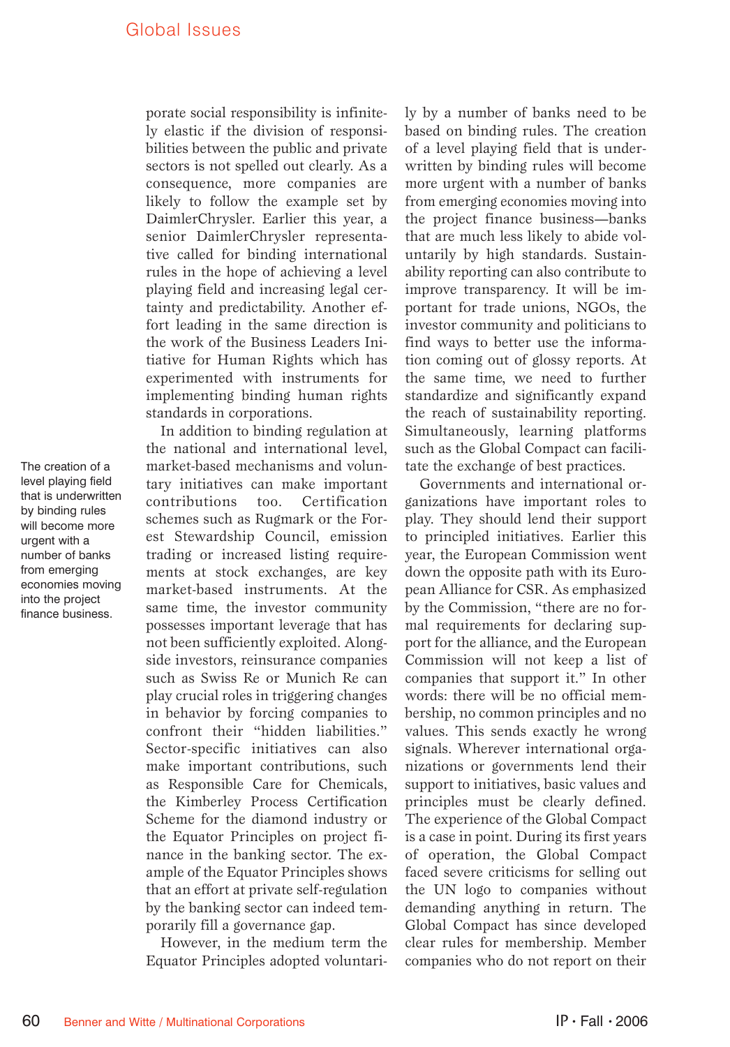porate social responsibility is infinitely elastic if the division of responsibilities between the public and private sectors is not spelled out clearly. As a consequence, more companies are likely to follow the example set by DaimlerChrysler. Earlier this year, a senior DaimlerChrysler representative called for binding international rules in the hope of achieving a level playing field and increasing legal certainty and predictability. Another effort leading in the same direction is the work of the Business Leaders Initiative for Human Rights which has experimented with instruments for implementing binding human rights standards in corporations.

In addition to binding regulation at the national and international level, market-based mechanisms and voluntary initiatives can make important contributions too. Certification schemes such as Rugmark or the Forest Stewardship Council, emission trading or increased listing requirements at stock exchanges, are key market-based instruments. At the same time, the investor community possesses important leverage that has not been sufficiently exploited. Alongside investors, reinsurance companies such as Swiss Re or Munich Re can play crucial roles in triggering changes in behavior by forcing companies to confront their "hidden liabilities." Sector-specific initiatives can also make important contributions, such as Responsible Care for Chemicals, the Kimberley Process Certification Scheme for the diamond industry or the Equator Principles on project finance in the banking sector. The example of the Equator Principles shows that an effort at private self-regulation by the banking sector can indeed temporarily fill a governance gap.

> The creation of a level playing field that is underwritten by binding rules will become more urgent with a number of banks from emerging economies moving into the project finance business.

However, in the medium term the Equator Principles adopted voluntarily by a number of banks need to be based on binding rules. The creation of a level playing field that is underwritten by binding rules will become more urgent with a number of banks from emerging economies moving into the project finance business—banks that are much less likely to abide voluntarily by high standards. Sustainability reporting can also contribute to improve transparency. It will be important for trade unions, NGOs, the investor community and politicians to find ways to better use the information coming out of glossy reports. At the same time, we need to further standardize and significantly expand the reach of sustainability reporting. Simultaneously, learning platforms such as the Global Compact can facilitate the exchange of best practices.

Governments and international organizations have important roles to play. They should lend their support to principled initiatives. Earlier this year, the European Commission went down the opposite path with its European Alliance for CSR. As emphasized by the Commission, "there are no formal requirements for declaring support for the alliance, and the European Commission will not keep a list of companies that support it." In other words: there will be no official membership, no common principles and no values. This sends exactly he wrong signals. Wherever international organizations or governments lend their support to initiatives, basic values and principles must be clearly defined. The experience of the Global Compact is a case in point. During its first years of operation, the Global Compact faced severe criticisms for selling out the UN logo to companies without demanding anything in return. The Global Compact has since developed clear rules for membership. Member companies who do not report on their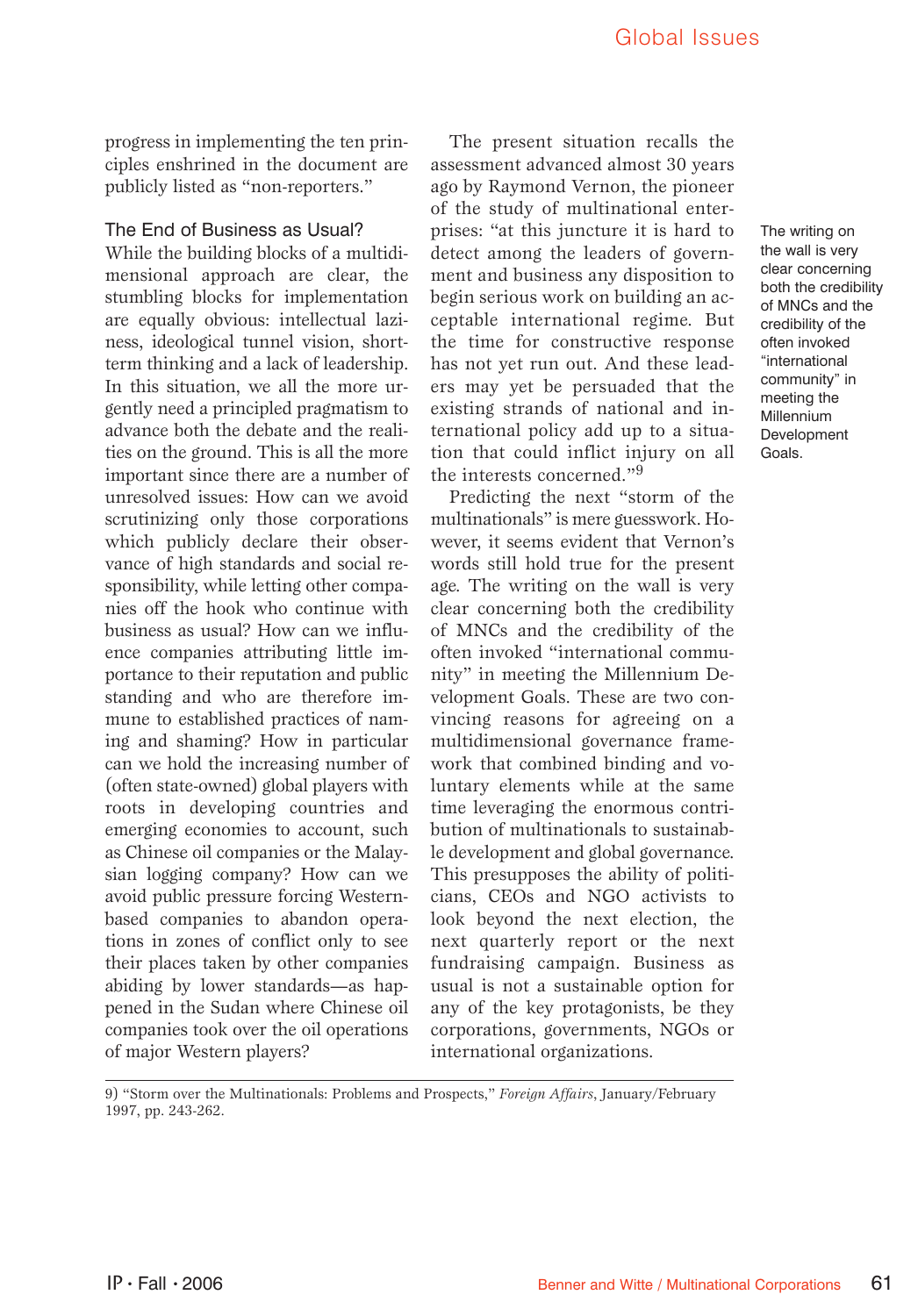progress in implementing the ten principles enshrined in the document are publicly listed as "non-reporters."

## The End of Business as Usual?

While the building blocks of a multidimensional approach are clear, the stumbling blocks for implementation are equally obvious: intellectual laziness, ideological tunnel vision, short-term thinking and a lack of leadership. In this situation, we all the more urgently need a principled pragmatism to advance both the debate and the realities on the ground. This is all the more important since there are a number of unresolved issues: How can we avoid scrutinizing only those corporations which publicly declare their observance of high standards and social responsibility, while letting other companies off the hook who continue with business as usual? How can we influence companies attributing little importance to their reputation and public standing and who are therefore immune to established practices of naming and shaming? How in particular can we hold the increasing number of (often state-owned) global players with roots in developing countries and emerging economies to account, such as Chinese oil companies or the Malaysian logging company? How can we avoid public pressure forcing Western-based companies to abandon operations in zones of conflict only to see their places taken by other companies abiding by lower standards—as happened in the Sudan where Chinese oil companies took over the oil operations of major Western players?

The present situation recalls the assessment advanced almost 30 years ago by Raymond Vernon, the pioneer of the study of multinational enterprises: "at this juncture it is hard to detect among the leaders of government and business any disposition to begin serious work on building an acceptable international regime. But the time for constructive response has not yet run out. And these leaders may yet be persuaded that the existing strands of national and international policy add up to a situation that could inflict injury on all the interests concerned."[9]

Predicting the next "storm of the multinationals" is mere guesswork. However, it seems evident that Vernon's words still hold true for the present age. The writing on the wall is very clear concerning both the credibility of MNCs and the credibility of the often invoked "international community" in meeting the Millennium Development Goals. These are two convincing reasons for agreeing on a multidimensional governance framework that combined binding and voluntary elements while at the same time leveraging the enormous contribution of multinationals to sustainable development and global governance. This presupposes the ability of politicians, CEOs and NGO activists to look beyond the next election, the next quarterly report or the next fundraising campaign. Business as usual is not a sustainable option for any of the key protagonists, be they corporations, governments, NGOs or international organizations.

The writing on the wall is very clear concerning both the credibility of MNCs and the credibility of the often invoked "international community" in meeting the Millennium Development Goals.

9) "Storm over the Multinationals: Problems and Prospects," *Foreign Affairs*, January/February 1997, pp. 243-262.